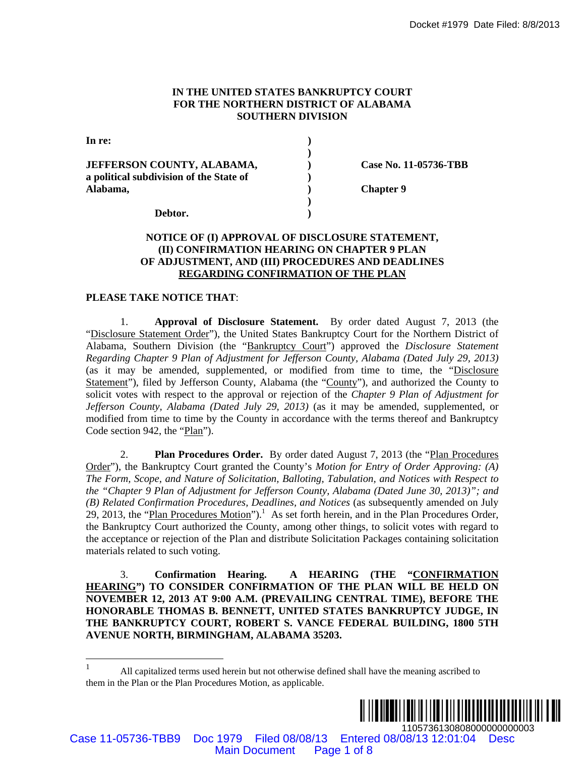**IN THE UNITED STATES BANKRUPTCY COURT**
**FOR THE NORTHERN DISTRICT OF ALABAMA**
**SOUTHERN DIVISION**

| | | |
|---|---|---|
| **In re:** | ) | |
| | ) | |
| **JEFFERSON COUNTY, ALABAMA,** | ) | **Case No. 11-05736-TBB** |
| **a political subdivision of the State of** | ) | |
| **Alabama,** | ) | **Chapter 9** |
| | ) | |
| **Debtor.** | ) | |

**NOTICE OF (I) APPROVAL OF DISCLOSURE STATEMENT, (II) CONFIRMATION HEARING ON CHAPTER 9 PLAN OF ADJUSTMENT, AND (III) PROCEDURES AND DEADLINES REGARDING CONFIRMATION OF THE PLAN**

**PLEASE TAKE NOTICE THAT**:

1. **Approval of Disclosure Statement.** By order dated August 7, 2013 (the "Disclosure Statement Order"), the United States Bankruptcy Court for the Northern District of Alabama, Southern Division (the "Bankruptcy Court") approved the *Disclosure Statement Regarding Chapter 9 Plan of Adjustment for Jefferson County, Alabama (Dated July 29, 2013)* (as it may be amended, supplemented, or modified from time to time, the "Disclosure Statement"), filed by Jefferson County, Alabama (the "County"), and authorized the County to solicit votes with respect to the approval or rejection of the *Chapter 9 Plan of Adjustment for Jefferson County, Alabama (Dated July 29, 2013)* (as it may be amended, supplemented, or modified from time to time by the County in accordance with the terms thereof and Bankruptcy Code section 942, the "Plan").

2. **Plan Procedures Order.** By order dated August 7, 2013 (the "Plan Procedures Order"), the Bankruptcy Court granted the County's *Motion for Entry of Order Approving: (A) The Form, Scope, and Nature of Solicitation, Balloting, Tabulation, and Notices with Respect to the "Chapter 9 Plan of Adjustment for Jefferson County, Alabama (Dated June 30, 2013)"; and (B) Related Confirmation Procedures, Deadlines, and Notices* (as subsequently amended on July 29, 2013, the "Plan Procedures Motion").[1] As set forth herein, and in the Plan Procedures Order, the Bankruptcy Court authorized the County, among other things, to solicit votes with regard to the acceptance or rejection of the Plan and distribute Solicitation Packages containing solicitation materials related to such voting.

3. **Confirmation Hearing. A HEARING (THE "CONFIRMATION HEARING") TO CONSIDER CONFIRMATION OF THE PLAN WILL BE HELD ON NOVEMBER 12, 2013 AT 9:00 A.M. (PREVAILING CENTRAL TIME), BEFORE THE HONORABLE THOMAS B. BENNETT, UNITED STATES BANKRUPTCY JUDGE, IN THE BANKRUPTCY COURT, ROBERT S. VANCE FEDERAL BUILDING, 1800 5TH AVENUE NORTH, BIRMINGHAM, ALABAMA 35203.**

[1] All capitalized terms used herein but not otherwise defined shall have the meaning ascribed to them in the Plan or the Plan Procedures Motion, as applicable.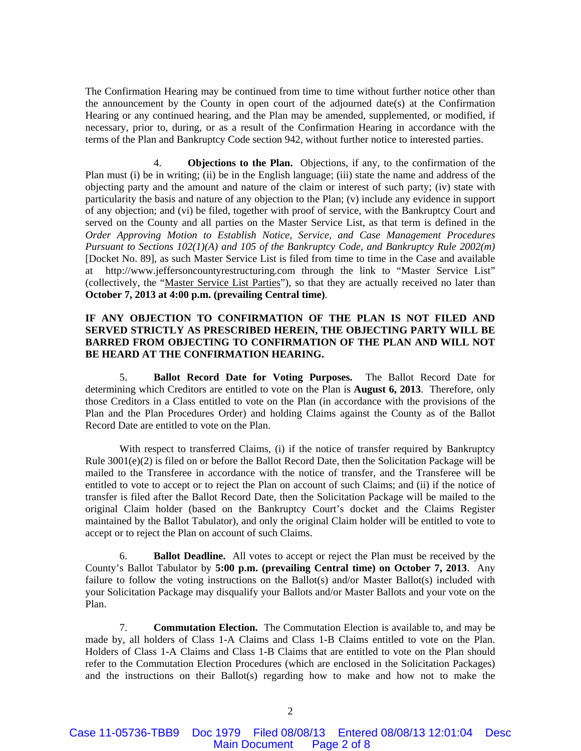The Confirmation Hearing may be continued from time to time without further notice other than the announcement by the County in open court of the adjourned date(s) at the Confirmation Hearing or any continued hearing, and the Plan may be amended, supplemented, or modified, if necessary, prior to, during, or as a result of the Confirmation Hearing in accordance with the terms of the Plan and Bankruptcy Code section 942, without further notice to interested parties.

4. **Objections to the Plan.** Objections, if any, to the confirmation of the Plan must (i) be in writing; (ii) be in the English language; (iii) state the name and address of the objecting party and the amount and nature of the claim or interest of such party; (iv) state with particularity the basis and nature of any objection to the Plan; (v) include any evidence in support of any objection; and (vi) be filed, together with proof of service, with the Bankruptcy Court and served on the County and all parties on the Master Service List, as that term is defined in the *Order Approving Motion to Establish Notice, Service, and Case Management Procedures Pursuant to Sections 102(1)(A) and 105 of the Bankruptcy Code, and Bankruptcy Rule 2002(m)* [Docket No. 89], as such Master Service List is filed from time to time in the Case and available at http://www.jeffersoncountyrestructuring.com through the link to "Master Service List" (collectively, the "Master Service List Parties"), so that they are actually received no later than **October 7, 2013 at 4:00 p.m. (prevailing Central time)**.

**IF ANY OBJECTION TO CONFIRMATION OF THE PLAN IS NOT FILED AND SERVED STRICTLY AS PRESCRIBED HEREIN, THE OBJECTING PARTY WILL BE BARRED FROM OBJECTING TO CONFIRMATION OF THE PLAN AND WILL NOT BE HEARD AT THE CONFIRMATION HEARING.**

5. **Ballot Record Date for Voting Purposes.** The Ballot Record Date for determining which Creditors are entitled to vote on the Plan is **August 6, 2013**. Therefore, only those Creditors in a Class entitled to vote on the Plan (in accordance with the provisions of the Plan and the Plan Procedures Order) and holding Claims against the County as of the Ballot Record Date are entitled to vote on the Plan.

With respect to transferred Claims, (i) if the notice of transfer required by Bankruptcy Rule 3001(e)(2) is filed on or before the Ballot Record Date, then the Solicitation Package will be mailed to the Transferee in accordance with the notice of transfer, and the Transferee will be entitled to vote to accept or to reject the Plan on account of such Claims; and (ii) if the notice of transfer is filed after the Ballot Record Date, then the Solicitation Package will be mailed to the original Claim holder (based on the Bankruptcy Court's docket and the Claims Register maintained by the Ballot Tabulator), and only the original Claim holder will be entitled to vote to accept or to reject the Plan on account of such Claims.

6. **Ballot Deadline.** All votes to accept or reject the Plan must be received by the County's Ballot Tabulator by **5:00 p.m. (prevailing Central time) on October 7, 2013**. Any failure to follow the voting instructions on the Ballot(s) and/or Master Ballot(s) included with your Solicitation Package may disqualify your Ballots and/or Master Ballots and your vote on the Plan.

7. **Commutation Election.** The Commutation Election is available to, and may be made by, all holders of Class 1-A Claims and Class 1-B Claims entitled to vote on the Plan. Holders of Class 1-A Claims and Class 1-B Claims that are entitled to vote on the Plan should refer to the Commutation Election Procedures (which are enclosed in the Solicitation Packages) and the instructions on their Ballot(s) regarding how to make and how not to make the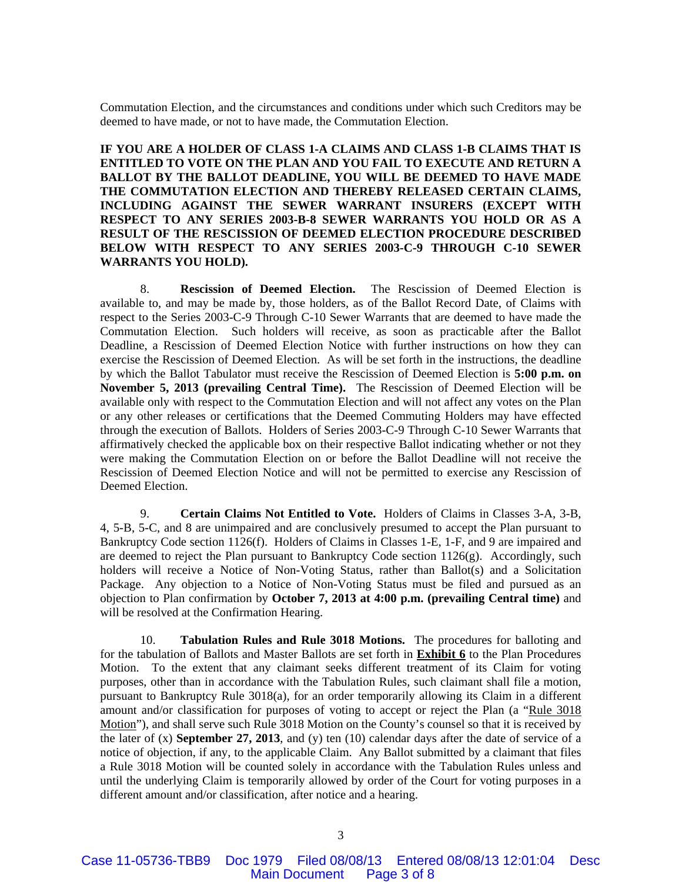Commutation Election, and the circumstances and conditions under which such Creditors may be deemed to have made, or not to have made, the Commutation Election.

**IF YOU ARE A HOLDER OF CLASS 1-A CLAIMS AND CLASS 1-B CLAIMS THAT IS ENTITLED TO VOTE ON THE PLAN AND YOU FAIL TO EXECUTE AND RETURN A BALLOT BY THE BALLOT DEADLINE, YOU WILL BE DEEMED TO HAVE MADE THE COMMUTATION ELECTION AND THEREBY RELEASED CERTAIN CLAIMS, INCLUDING AGAINST THE SEWER WARRANT INSURERS (EXCEPT WITH RESPECT TO ANY SERIES 2003-B-8 SEWER WARRANTS YOU HOLD OR AS A RESULT OF THE RESCISSION OF DEEMED ELECTION PROCEDURE DESCRIBED BELOW WITH RESPECT TO ANY SERIES 2003-C-9 THROUGH C-10 SEWER WARRANTS YOU HOLD).**

8. **Rescission of Deemed Election.** The Rescission of Deemed Election is available to, and may be made by, those holders, as of the Ballot Record Date, of Claims with respect to the Series 2003-C-9 Through C-10 Sewer Warrants that are deemed to have made the Commutation Election. Such holders will receive, as soon as practicable after the Ballot Deadline, a Rescission of Deemed Election Notice with further instructions on how they can exercise the Rescission of Deemed Election. As will be set forth in the instructions, the deadline by which the Ballot Tabulator must receive the Rescission of Deemed Election is **5:00 p.m. on November 5, 2013 (prevailing Central Time).** The Rescission of Deemed Election will be available only with respect to the Commutation Election and will not affect any votes on the Plan or any other releases or certifications that the Deemed Commuting Holders may have effected through the execution of Ballots. Holders of Series 2003-C-9 Through C-10 Sewer Warrants that affirmatively checked the applicable box on their respective Ballot indicating whether or not they were making the Commutation Election on or before the Ballot Deadline will not receive the Rescission of Deemed Election Notice and will not be permitted to exercise any Rescission of Deemed Election.

9. **Certain Claims Not Entitled to Vote.** Holders of Claims in Classes 3-A, 3-B, 4, 5-B, 5-C, and 8 are unimpaired and are conclusively presumed to accept the Plan pursuant to Bankruptcy Code section 1126(f). Holders of Claims in Classes 1-E, 1-F, and 9 are impaired and are deemed to reject the Plan pursuant to Bankruptcy Code section 1126(g). Accordingly, such holders will receive a Notice of Non-Voting Status, rather than Ballot(s) and a Solicitation Package. Any objection to a Notice of Non-Voting Status must be filed and pursued as an objection to Plan confirmation by **October 7, 2013 at 4:00 p.m. (prevailing Central time)** and will be resolved at the Confirmation Hearing.

10. **Tabulation Rules and Rule 3018 Motions.** The procedures for balloting and for the tabulation of Ballots and Master Ballots are set forth in **Exhibit 6** to the Plan Procedures Motion. To the extent that any claimant seeks different treatment of its Claim for voting purposes, other than in accordance with the Tabulation Rules, such claimant shall file a motion, pursuant to Bankruptcy Rule 3018(a), for an order temporarily allowing its Claim in a different amount and/or classification for purposes of voting to accept or reject the Plan (a "Rule 3018 Motion"), and shall serve such Rule 3018 Motion on the County's counsel so that it is received by the later of (x) **September 27, 2013**, and (y) ten (10) calendar days after the date of service of a notice of objection, if any, to the applicable Claim. Any Ballot submitted by a claimant that files a Rule 3018 Motion will be counted solely in accordance with the Tabulation Rules unless and until the underlying Claim is temporarily allowed by order of the Court for voting purposes in a different amount and/or classification, after notice and a hearing.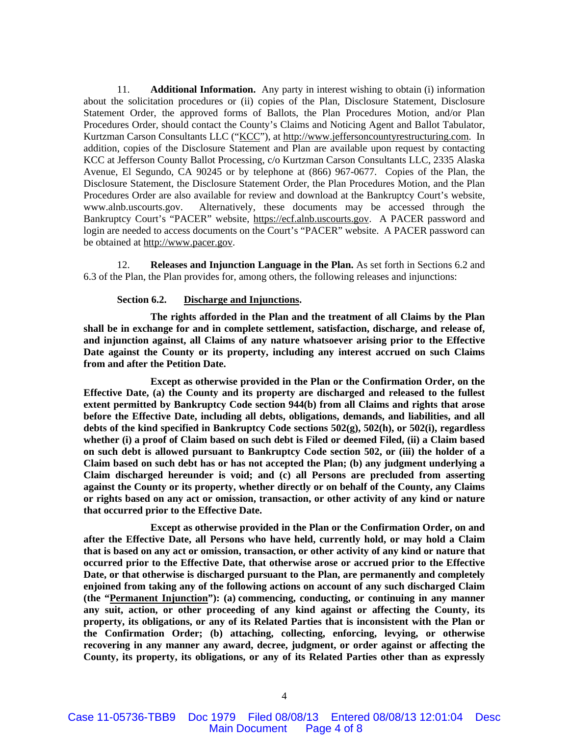11. **Additional Information.** Any party in interest wishing to obtain (i) information about the solicitation procedures or (ii) copies of the Plan, Disclosure Statement, Disclosure Statement Order, the approved forms of Ballots, the Plan Procedures Motion, and/or Plan Procedures Order, should contact the County's Claims and Noticing Agent and Ballot Tabulator, Kurtzman Carson Consultants LLC ("KCC"), at http://www.jeffersoncountyrestructuring.com. In addition, copies of the Disclosure Statement and Plan are available upon request by contacting KCC at Jefferson County Ballot Processing, c/o Kurtzman Carson Consultants LLC, 2335 Alaska Avenue, El Segundo, CA 90245 or by telephone at (866) 967-0677. Copies of the Plan, the Disclosure Statement, the Disclosure Statement Order, the Plan Procedures Motion, and the Plan Procedures Order are also available for review and download at the Bankruptcy Court's website, www.alnb.uscourts.gov. Alternatively, these documents may be accessed through the Bankruptcy Court's "PACER" website, https://ecf.alnb.uscourts.gov. A PACER password and login are needed to access documents on the Court's "PACER" website. A PACER password can be obtained at http://www.pacer.gov.

12. **Releases and Injunction Language in the Plan.** As set forth in Sections 6.2 and 6.3 of the Plan, the Plan provides for, among others, the following releases and injunctions:

**Section 6.2. Discharge and Injunctions.**

**The rights afforded in the Plan and the treatment of all Claims by the Plan shall be in exchange for and in complete settlement, satisfaction, discharge, and release of, and injunction against, all Claims of any nature whatsoever arising prior to the Effective Date against the County or its property, including any interest accrued on such Claims from and after the Petition Date.**

**Except as otherwise provided in the Plan or the Confirmation Order, on the Effective Date, (a) the County and its property are discharged and released to the fullest extent permitted by Bankruptcy Code section 944(b) from all Claims and rights that arose before the Effective Date, including all debts, obligations, demands, and liabilities, and all debts of the kind specified in Bankruptcy Code sections 502(g), 502(h), or 502(i), regardless whether (i) a proof of Claim based on such debt is Filed or deemed Filed, (ii) a Claim based on such debt is allowed pursuant to Bankruptcy Code section 502, or (iii) the holder of a Claim based on such debt has or has not accepted the Plan; (b) any judgment underlying a Claim discharged hereunder is void; and (c) all Persons are precluded from asserting against the County or its property, whether directly or on behalf of the County, any Claims or rights based on any act or omission, transaction, or other activity of any kind or nature that occurred prior to the Effective Date.**

**Except as otherwise provided in the Plan or the Confirmation Order, on and after the Effective Date, all Persons who have held, currently hold, or may hold a Claim that is based on any act or omission, transaction, or other activity of any kind or nature that occurred prior to the Effective Date, that otherwise arose or accrued prior to the Effective Date, or that otherwise is discharged pursuant to the Plan, are permanently and completely enjoined from taking any of the following actions on account of any such discharged Claim (the "Permanent Injunction"): (a) commencing, conducting, or continuing in any manner any suit, action, or other proceeding of any kind against or affecting the County, its property, its obligations, or any of its Related Parties that is inconsistent with the Plan or the Confirmation Order; (b) attaching, collecting, enforcing, levying, or otherwise recovering in any manner any award, decree, judgment, or order against or affecting the County, its property, its obligations, or any of its Related Parties other than as expressly**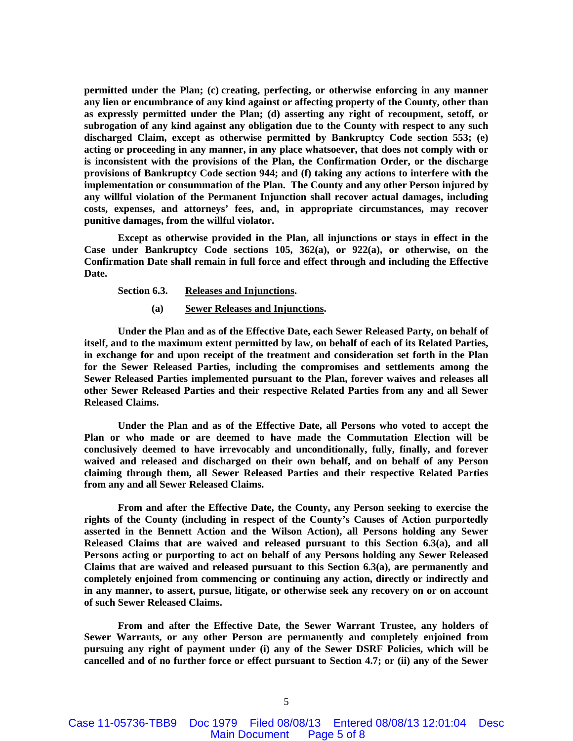**permitted under the Plan; (c) creating, perfecting, or otherwise enforcing in any manner any lien or encumbrance of any kind against or affecting property of the County, other than as expressly permitted under the Plan; (d) asserting any right of recoupment, setoff, or subrogation of any kind against any obligation due to the County with respect to any such discharged Claim, except as otherwise permitted by Bankruptcy Code section 553; (e) acting or proceeding in any manner, in any place whatsoever, that does not comply with or is inconsistent with the provisions of the Plan, the Confirmation Order, or the discharge provisions of Bankruptcy Code section 944; and (f) taking any actions to interfere with the implementation or consummation of the Plan. The County and any other Person injured by any willful violation of the Permanent Injunction shall recover actual damages, including costs, expenses, and attorneys' fees, and, in appropriate circumstances, may recover punitive damages, from the willful violator.**

**Except as otherwise provided in the Plan, all injunctions or stays in effect in the Case under Bankruptcy Code sections 105, 362(a), or 922(a), or otherwise, on the Confirmation Date shall remain in full force and effect through and including the Effective Date.**

**Section 6.3. <u>Releases and Injunctions</u>.**

**(a) <u>Sewer Releases and Injunctions</u>.**

**Under the Plan and as of the Effective Date, each Sewer Released Party, on behalf of itself, and to the maximum extent permitted by law, on behalf of each of its Related Parties, in exchange for and upon receipt of the treatment and consideration set forth in the Plan for the Sewer Released Parties, including the compromises and settlements among the Sewer Released Parties implemented pursuant to the Plan, forever waives and releases all other Sewer Released Parties and their respective Related Parties from any and all Sewer Released Claims.**

**Under the Plan and as of the Effective Date, all Persons who voted to accept the Plan or who made or are deemed to have made the Commutation Election will be conclusively deemed to have irrevocably and unconditionally, fully, finally, and forever waived and released and discharged on their own behalf, and on behalf of any Person claiming through them, all Sewer Released Parties and their respective Related Parties from any and all Sewer Released Claims.**

**From and after the Effective Date, the County, any Person seeking to exercise the rights of the County (including in respect of the County's Causes of Action purportedly asserted in the Bennett Action and the Wilson Action), all Persons holding any Sewer Released Claims that are waived and released pursuant to this Section 6.3(a), and all Persons acting or purporting to act on behalf of any Persons holding any Sewer Released Claims that are waived and released pursuant to this Section 6.3(a), are permanently and completely enjoined from commencing or continuing any action, directly or indirectly and in any manner, to assert, pursue, litigate, or otherwise seek any recovery on or on account of such Sewer Released Claims.**

**From and after the Effective Date, the Sewer Warrant Trustee, any holders of Sewer Warrants, or any other Person are permanently and completely enjoined from pursuing any right of payment under (i) any of the Sewer DSRF Policies, which will be cancelled and of no further force or effect pursuant to Section 4.7; or (ii) any of the Sewer**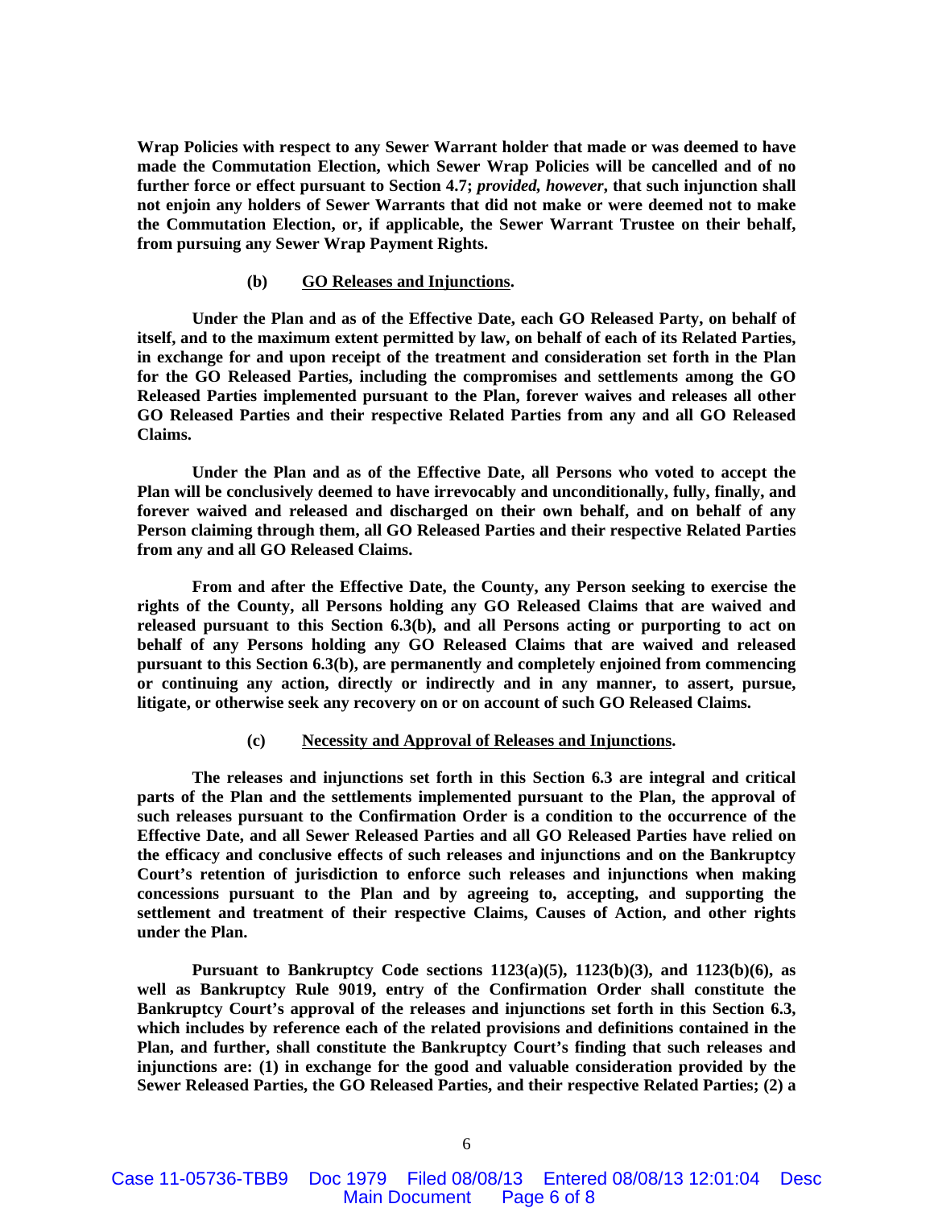**Wrap Policies with respect to any Sewer Warrant holder that made or was deemed to have made the Commutation Election, which Sewer Wrap Policies will be cancelled and of no further force or effect pursuant to Section 4.7;** ***provided, however*****, that such injunction shall not enjoin any holders of Sewer Warrants that did not make or were deemed not to make the Commutation Election, or, if applicable, the Sewer Warrant Trustee on their behalf, from pursuing any Sewer Wrap Payment Rights.**

**(b) <u>GO Releases and Injunctions</u>.**

**Under the Plan and as of the Effective Date, each GO Released Party, on behalf of itself, and to the maximum extent permitted by law, on behalf of each of its Related Parties, in exchange for and upon receipt of the treatment and consideration set forth in the Plan for the GO Released Parties, including the compromises and settlements among the GO Released Parties implemented pursuant to the Plan, forever waives and releases all other GO Released Parties and their respective Related Parties from any and all GO Released Claims.**

**Under the Plan and as of the Effective Date, all Persons who voted to accept the Plan will be conclusively deemed to have irrevocably and unconditionally, fully, finally, and forever waived and released and discharged on their own behalf, and on behalf of any Person claiming through them, all GO Released Parties and their respective Related Parties from any and all GO Released Claims.**

**From and after the Effective Date, the County, any Person seeking to exercise the rights of the County, all Persons holding any GO Released Claims that are waived and released pursuant to this Section 6.3(b), and all Persons acting or purporting to act on behalf of any Persons holding any GO Released Claims that are waived and released pursuant to this Section 6.3(b), are permanently and completely enjoined from commencing or continuing any action, directly or indirectly and in any manner, to assert, pursue, litigate, or otherwise seek any recovery on or on account of such GO Released Claims.**

**(c) <u>Necessity and Approval of Releases and Injunctions</u>.**

**The releases and injunctions set forth in this Section 6.3 are integral and critical parts of the Plan and the settlements implemented pursuant to the Plan, the approval of such releases pursuant to the Confirmation Order is a condition to the occurrence of the Effective Date, and all Sewer Released Parties and all GO Released Parties have relied on the efficacy and conclusive effects of such releases and injunctions and on the Bankruptcy Court's retention of jurisdiction to enforce such releases and injunctions when making concessions pursuant to the Plan and by agreeing to, accepting, and supporting the settlement and treatment of their respective Claims, Causes of Action, and other rights under the Plan.**

**Pursuant to Bankruptcy Code sections 1123(a)(5), 1123(b)(3), and 1123(b)(6), as well as Bankruptcy Rule 9019, entry of the Confirmation Order shall constitute the Bankruptcy Court's approval of the releases and injunctions set forth in this Section 6.3, which includes by reference each of the related provisions and definitions contained in the Plan, and further, shall constitute the Bankruptcy Court's finding that such releases and injunctions are: (1) in exchange for the good and valuable consideration provided by the Sewer Released Parties, the GO Released Parties, and their respective Related Parties; (2) a**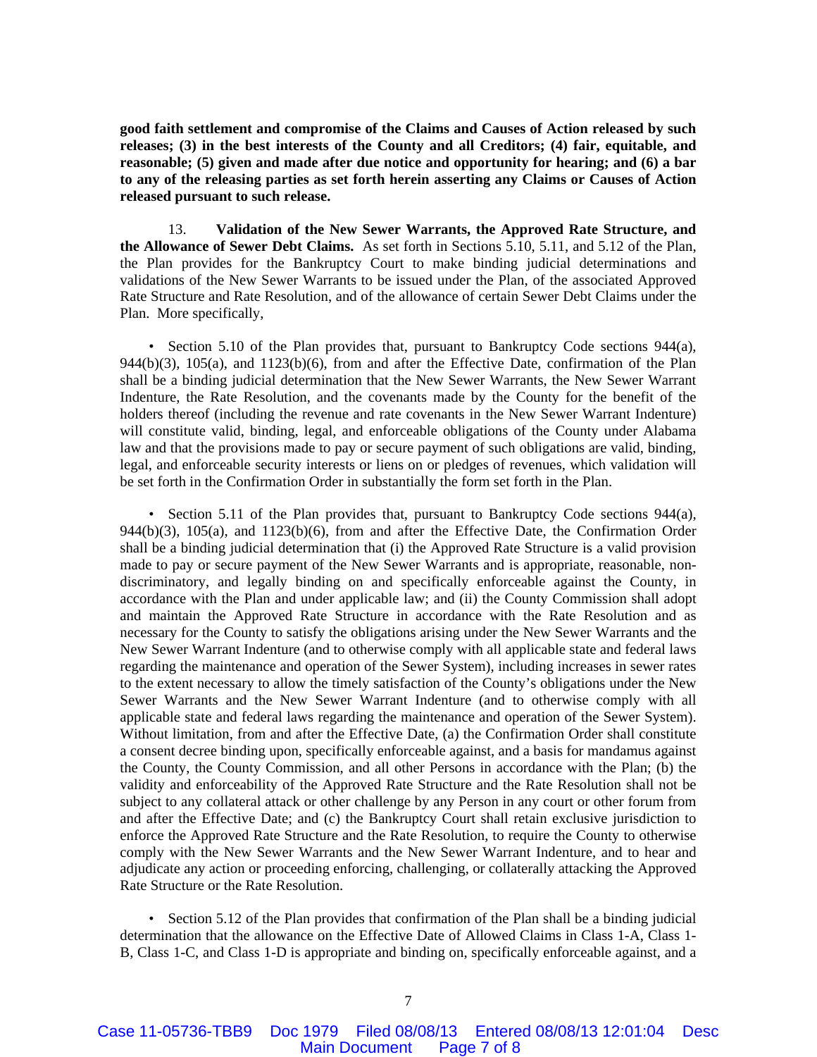**good faith settlement and compromise of the Claims and Causes of Action released by such releases; (3) in the best interests of the County and all Creditors; (4) fair, equitable, and reasonable; (5) given and made after due notice and opportunity for hearing; and (6) a bar to any of the releasing parties as set forth herein asserting any Claims or Causes of Action released pursuant to such release.**

13. **Validation of the New Sewer Warrants, the Approved Rate Structure, and the Allowance of Sewer Debt Claims.** As set forth in Sections 5.10, 5.11, and 5.12 of the Plan, the Plan provides for the Bankruptcy Court to make binding judicial determinations and validations of the New Sewer Warrants to be issued under the Plan, of the associated Approved Rate Structure and Rate Resolution, and of the allowance of certain Sewer Debt Claims under the Plan. More specifically,

- Section 5.10 of the Plan provides that, pursuant to Bankruptcy Code sections 944(a), 944(b)(3), 105(a), and 1123(b)(6), from and after the Effective Date, confirmation of the Plan shall be a binding judicial determination that the New Sewer Warrants, the New Sewer Warrant Indenture, the Rate Resolution, and the covenants made by the County for the benefit of the holders thereof (including the revenue and rate covenants in the New Sewer Warrant Indenture) will constitute valid, binding, legal, and enforceable obligations of the County under Alabama law and that the provisions made to pay or secure payment of such obligations are valid, binding, legal, and enforceable security interests or liens on or pledges of revenues, which validation will be set forth in the Confirmation Order in substantially the form set forth in the Plan.

- Section 5.11 of the Plan provides that, pursuant to Bankruptcy Code sections 944(a), 944(b)(3), 105(a), and 1123(b)(6), from and after the Effective Date, the Confirmation Order shall be a binding judicial determination that (i) the Approved Rate Structure is a valid provision made to pay or secure payment of the New Sewer Warrants and is appropriate, reasonable, non-discriminatory, and legally binding on and specifically enforceable against the County, in accordance with the Plan and under applicable law; and (ii) the County Commission shall adopt and maintain the Approved Rate Structure in accordance with the Rate Resolution and as necessary for the County to satisfy the obligations arising under the New Sewer Warrants and the New Sewer Warrant Indenture (and to otherwise comply with all applicable state and federal laws regarding the maintenance and operation of the Sewer System), including increases in sewer rates to the extent necessary to allow the timely satisfaction of the County's obligations under the New Sewer Warrants and the New Sewer Warrant Indenture (and to otherwise comply with all applicable state and federal laws regarding the maintenance and operation of the Sewer System). Without limitation, from and after the Effective Date, (a) the Confirmation Order shall constitute a consent decree binding upon, specifically enforceable against, and a basis for mandamus against the County, the County Commission, and all other Persons in accordance with the Plan; (b) the validity and enforceability of the Approved Rate Structure and the Rate Resolution shall not be subject to any collateral attack or other challenge by any Person in any court or other forum from and after the Effective Date; and (c) the Bankruptcy Court shall retain exclusive jurisdiction to enforce the Approved Rate Structure and the Rate Resolution, to require the County to otherwise comply with the New Sewer Warrants and the New Sewer Warrant Indenture, and to hear and adjudicate any action or proceeding enforcing, challenging, or collaterally attacking the Approved Rate Structure or the Rate Resolution.

- Section 5.12 of the Plan provides that confirmation of the Plan shall be a binding judicial determination that the allowance on the Effective Date of Allowed Claims in Class 1-A, Class 1-B, Class 1-C, and Class 1-D is appropriate and binding on, specifically enforceable against, and a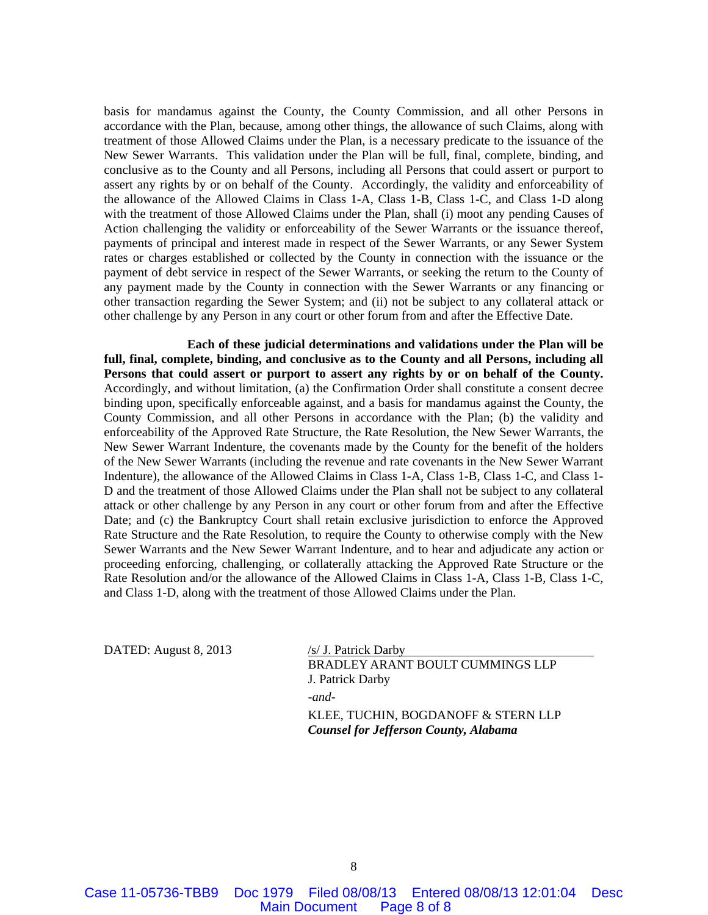basis for mandamus against the County, the County Commission, and all other Persons in accordance with the Plan, because, among other things, the allowance of such Claims, along with treatment of those Allowed Claims under the Plan, is a necessary predicate to the issuance of the New Sewer Warrants. This validation under the Plan will be full, final, complete, binding, and conclusive as to the County and all Persons, including all Persons that could assert or purport to assert any rights by or on behalf of the County. Accordingly, the validity and enforceability of the allowance of the Allowed Claims in Class 1-A, Class 1-B, Class 1-C, and Class 1-D along with the treatment of those Allowed Claims under the Plan, shall (i) moot any pending Causes of Action challenging the validity or enforceability of the Sewer Warrants or the issuance thereof, payments of principal and interest made in respect of the Sewer Warrants, or any Sewer System rates or charges established or collected by the County in connection with the issuance or the payment of debt service in respect of the Sewer Warrants, or seeking the return to the County of any payment made by the County in connection with the Sewer Warrants or any financing or other transaction regarding the Sewer System; and (ii) not be subject to any collateral attack or other challenge by any Person in any court or other forum from and after the Effective Date.

**Each of these judicial determinations and validations under the Plan will be full, final, complete, binding, and conclusive as to the County and all Persons, including all Persons that could assert or purport to assert any rights by or on behalf of the County.** Accordingly, and without limitation, (a) the Confirmation Order shall constitute a consent decree binding upon, specifically enforceable against, and a basis for mandamus against the County, the County Commission, and all other Persons in accordance with the Plan; (b) the validity and enforceability of the Approved Rate Structure, the Rate Resolution, the New Sewer Warrants, the New Sewer Warrant Indenture, the covenants made by the County for the benefit of the holders of the New Sewer Warrants (including the revenue and rate covenants in the New Sewer Warrant Indenture), the allowance of the Allowed Claims in Class 1-A, Class 1-B, Class 1-C, and Class 1-D and the treatment of those Allowed Claims under the Plan shall not be subject to any collateral attack or other challenge by any Person in any court or other forum from and after the Effective Date; and (c) the Bankruptcy Court shall retain exclusive jurisdiction to enforce the Approved Rate Structure and the Rate Resolution, to require the County to otherwise comply with the New Sewer Warrants and the New Sewer Warrant Indenture, and to hear and adjudicate any action or proceeding enforcing, challenging, or collaterally attacking the Approved Rate Structure or the Rate Resolution and/or the allowance of the Allowed Claims in Class 1-A, Class 1-B, Class 1-C, and Class 1-D, along with the treatment of those Allowed Claims under the Plan.

DATED: August 8, 2013

/s/ J. Patrick Darby
BRADLEY ARANT BOULT CUMMINGS LLP
J. Patrick Darby

*-and-*

KLEE, TUCHIN, BOGDANOFF & STERN LLP
***Counsel for Jefferson County, Alabama***